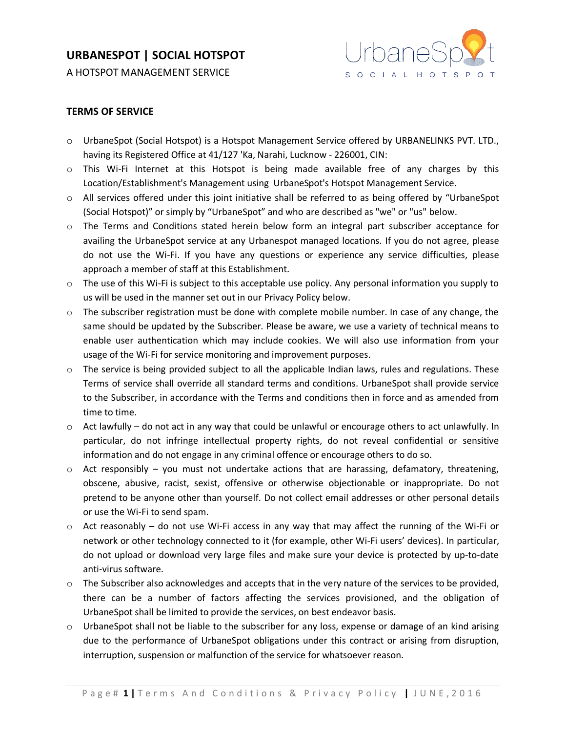# URBANESPOT | SOCIAL HOTSPOT

A HOTSPOT MANAGEMENT SERVICE

## TERMS OF SERVICE

- UrbaneSpot (Social Hotspot) is a Hotspot Management Service offered by URBANELINKS PVT. LTD., having its Registered Office at 41/127 'Ka, Narahi, Lucknow - 226001, CIN:
- This Wi-Fi Internet at this Hotspot is being made available free of any charges by this Location/Establishment's Management using UrbaneSpot's Hotspot Management Service.
- All services offered under this joint initiative shall be referred to as being offered by "UrbaneSpot (Social Hotspot)" or simply by "UrbaneSpot" and who are described as "we" or "us" below.
- The Terms and Conditions stated herein below form an integral part subscriber acceptance for availing the UrbaneSpot service at any Urbanespot managed locations. If you do not agree, please do not use the Wi-Fi. If you have any questions or experience any service difficulties, please approach a member of staff at this Establishment.
- The use of this Wi-Fi is subject to this acceptable use policy. Any personal information you supply to us will be used in the manner set out in our Privacy Policy below.
- The subscriber registration must be done with complete mobile number. In case of any change, the same should be updated by the Subscriber. Please be aware, we use a variety of technical means to enable user authentication which may include cookies. We will also use information from your usage of the Wi-Fi for service monitoring and improvement purposes.
- The service is being provided subject to all the applicable Indian laws, rules and regulations. These Terms of service shall override all standard terms and conditions. UrbaneSpot shall provide service to the Subscriber, in accordance with the Terms and conditions then in force and as amended from time to time.
- Act lawfully – do not act in any way that could be unlawful or encourage others to act unlawfully. In particular, do not infringe intellectual property rights, do not reveal confidential or sensitive information and do not engage in any criminal offence or encourage others to do so.
- Act responsibly – you must not undertake actions that are harassing, defamatory, threatening, obscene, abusive, racist, sexist, offensive or otherwise objectionable or inappropriate. Do not pretend to be anyone other than yourself. Do not collect email addresses or other personal details or use the Wi-Fi to send spam.
- Act reasonably – do not use Wi-Fi access in any way that may affect the running of the Wi-Fi or network or other technology connected to it (for example, other Wi-Fi users' devices). In particular, do not upload or download very large files and make sure your device is protected by up-to-date anti-virus software.
- The Subscriber also acknowledges and accepts that in the very nature of the services to be provided, there can be a number of factors affecting the services provisioned, and the obligation of UrbaneSpot shall be limited to provide the services, on best endeavor basis.
- UrbaneSpot shall not be liable to the subscriber for any loss, expense or damage of an kind arising due to the performance of UrbaneSpot obligations under this contract or arising from disruption, interruption, suspension or malfunction of the service for whatsoever reason.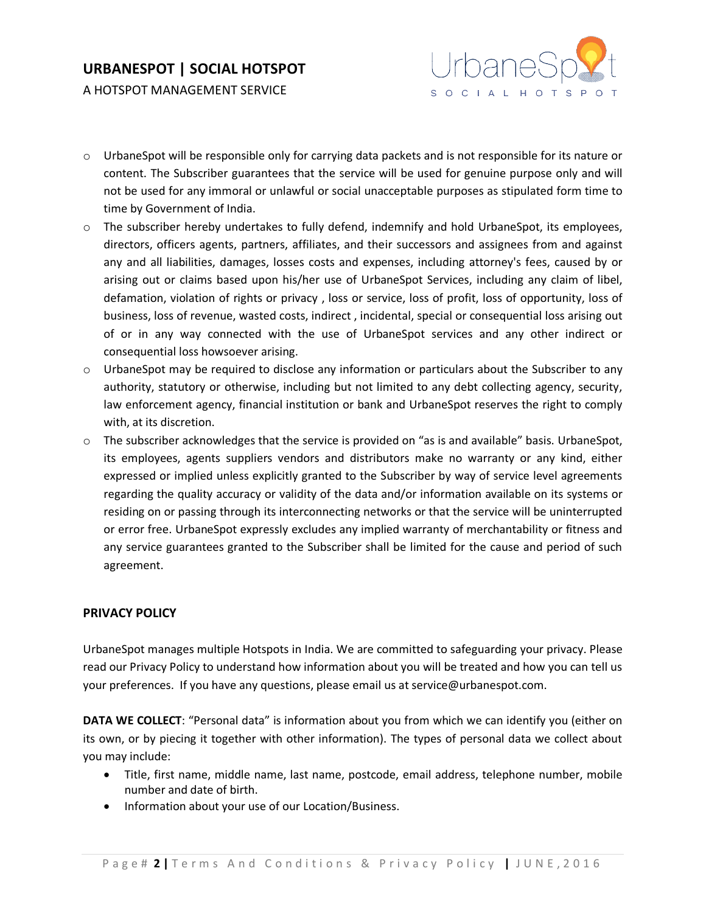- UrbaneSpot will be responsible only for carrying data packets and is not responsible for its nature or content. The Subscriber guarantees that the service will be used for genuine purpose only and will not be used for any immoral or unlawful or social unacceptable purposes as stipulated form time to time by Government of India.
- The subscriber hereby undertakes to fully defend, indemnify and hold UrbaneSpot, its employees, directors, officers agents, partners, affiliates, and their successors and assignees from and against any and all liabilities, damages, losses costs and expenses, including attorney's fees, caused by or arising out or claims based upon his/her use of UrbaneSpot Services, including any claim of libel, defamation, violation of rights or privacy , loss or service, loss of profit, loss of opportunity, loss of business, loss of revenue, wasted costs, indirect , incidental, special or consequential loss arising out of or in any way connected with the use of UrbaneSpot services and any other indirect or consequential loss howsoever arising.
- UrbaneSpot may be required to disclose any information or particulars about the Subscriber to any authority, statutory or otherwise, including but not limited to any debt collecting agency, security, law enforcement agency, financial institution or bank and UrbaneSpot reserves the right to comply with, at its discretion.
- The subscriber acknowledges that the service is provided on "as is and available" basis. UrbaneSpot, its employees, agents suppliers vendors and distributors make no warranty or any kind, either expressed or implied unless explicitly granted to the Subscriber by way of service level agreements regarding the quality accuracy or validity of the data and/or information available on its systems or residing on or passing through its interconnecting networks or that the service will be uninterrupted or error free. UrbaneSpot expressly excludes any implied warranty of merchantability or fitness and any service guarantees granted to the Subscriber shall be limited for the cause and period of such agreement.

**PRIVACY POLICY**

UrbaneSpot manages multiple Hotspots in India. We are committed to safeguarding your privacy. Please read our Privacy Policy to understand how information about you will be treated and how you can tell us your preferences. If you have any questions, please email us at service@urbanespot.com.

**DATA WE COLLECT**: "Personal data" is information about you from which we can identify you (either on its own, or by piecing it together with other information). The types of personal data we collect about you may include:

- Title, first name, middle name, last name, postcode, email address, telephone number, mobile number and date of birth.
- Information about your use of our Location/Business.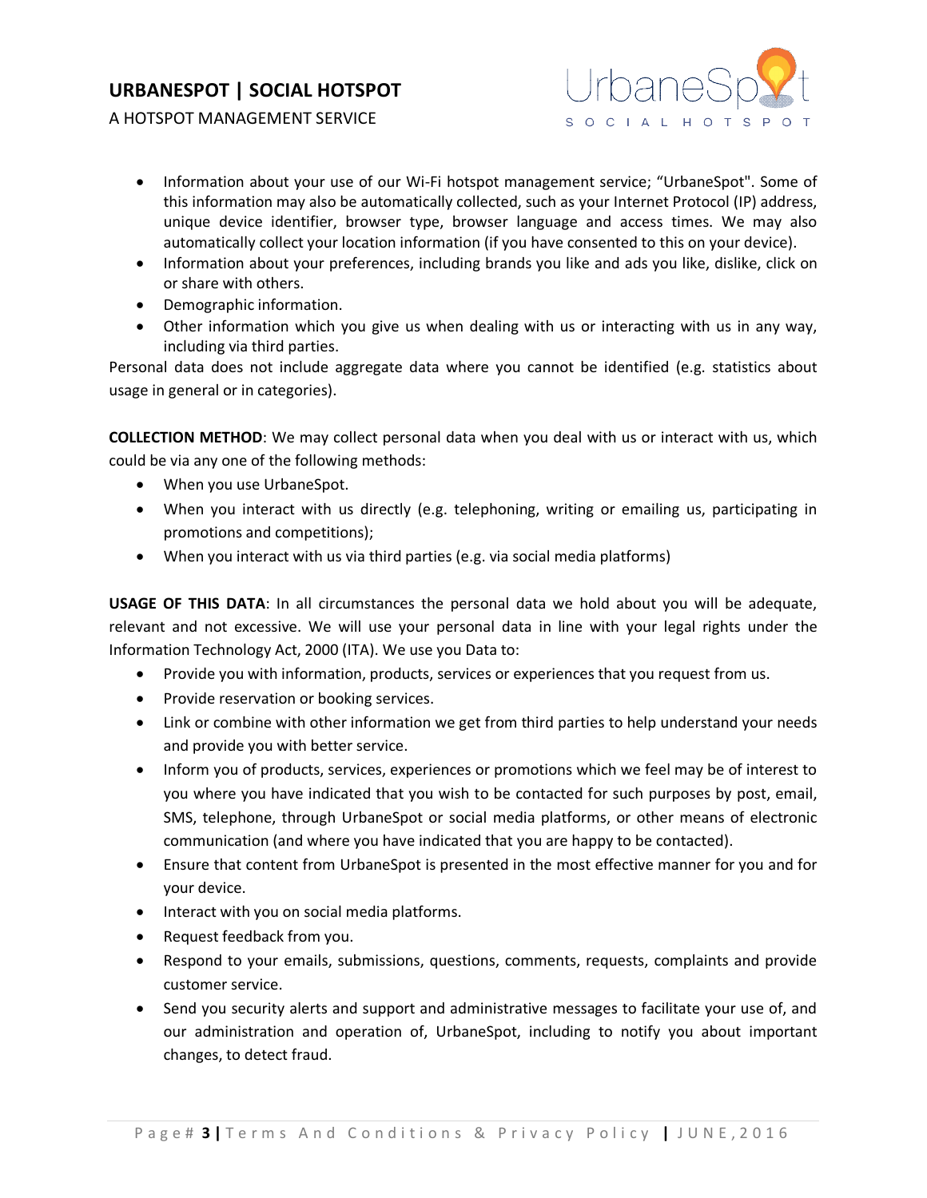- Information about your use of our Wi-Fi hotspot management service; "UrbaneSpot". Some of this information may also be automatically collected, such as your Internet Protocol (IP) address, unique device identifier, browser type, browser language and access times. We may also automatically collect your location information (if you have consented to this on your device).
- Information about your preferences, including brands you like and ads you like, dislike, click on or share with others.
- Demographic information.
- Other information which you give us when dealing with us or interacting with us in any way, including via third parties.

Personal data does not include aggregate data where you cannot be identified (e.g. statistics about usage in general or in categories).

**COLLECTION METHOD**: We may collect personal data when you deal with us or interact with us, which could be via any one of the following methods:

- When you use UrbaneSpot.
- When you interact with us directly (e.g. telephoning, writing or emailing us, participating in promotions and competitions);
- When you interact with us via third parties (e.g. via social media platforms)

**USAGE OF THIS DATA**: In all circumstances the personal data we hold about you will be adequate, relevant and not excessive. We will use your personal data in line with your legal rights under the Information Technology Act, 2000 (ITA). We use you Data to:

- Provide you with information, products, services or experiences that you request from us.
- Provide reservation or booking services.
- Link or combine with other information we get from third parties to help understand your needs and provide you with better service.
- Inform you of products, services, experiences or promotions which we feel may be of interest to you where you have indicated that you wish to be contacted for such purposes by post, email, SMS, telephone, through UrbaneSpot or social media platforms, or other means of electronic communication (and where you have indicated that you are happy to be contacted).
- Ensure that content from UrbaneSpot is presented in the most effective manner for you and for your device.
- Interact with you on social media platforms.
- Request feedback from you.
- Respond to your emails, submissions, questions, comments, requests, complaints and provide customer service.
- Send you security alerts and support and administrative messages to facilitate your use of, and our administration and operation of, UrbaneSpot, including to notify you about important changes, to detect fraud.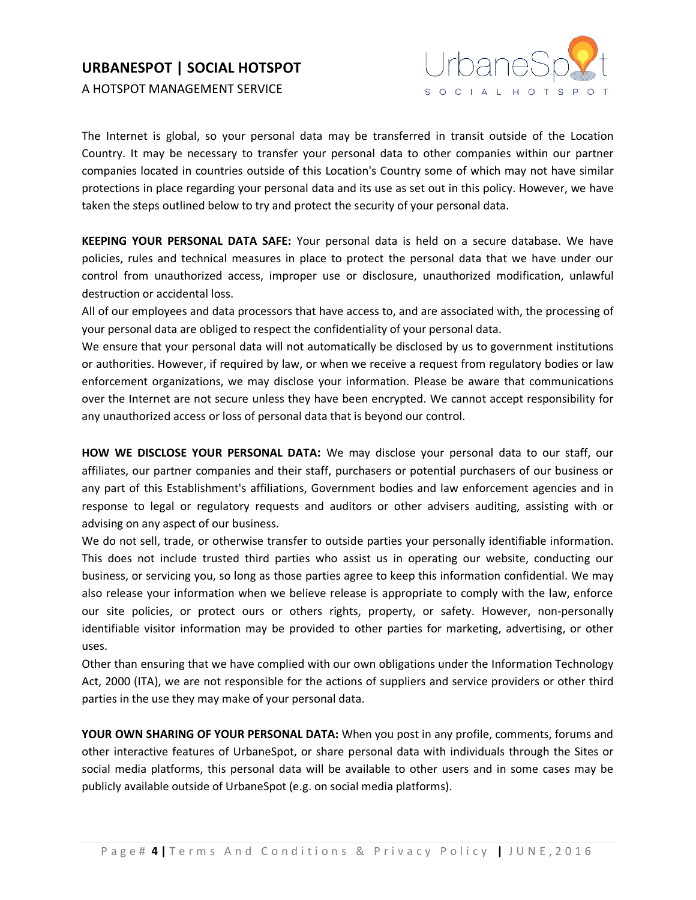The Internet is global, so your personal data may be transferred in transit outside of the Location Country. It may be necessary to transfer your personal data to other companies within our partner companies located in countries outside of this Location's Country some of which may not have similar protections in place regarding your personal data and its use as set out in this policy. However, we have taken the steps outlined below to try and protect the security of your personal data.

**KEEPING YOUR PERSONAL DATA SAFE:** Your personal data is held on a secure database. We have policies, rules and technical measures in place to protect the personal data that we have under our control from unauthorized access, improper use or disclosure, unauthorized modification, unlawful destruction or accidental loss.

All of our employees and data processors that have access to, and are associated with, the processing of your personal data are obliged to respect the confidentiality of your personal data.

We ensure that your personal data will not automatically be disclosed by us to government institutions or authorities. However, if required by law, or when we receive a request from regulatory bodies or law enforcement organizations, we may disclose your information. Please be aware that communications over the Internet are not secure unless they have been encrypted. We cannot accept responsibility for any unauthorized access or loss of personal data that is beyond our control.

**HOW WE DISCLOSE YOUR PERSONAL DATA:** We may disclose your personal data to our staff, our affiliates, our partner companies and their staff, purchasers or potential purchasers of our business or any part of this Establishment's affiliations, Government bodies and law enforcement agencies and in response to legal or regulatory requests and auditors or other advisers auditing, assisting with or advising on any aspect of our business.

We do not sell, trade, or otherwise transfer to outside parties your personally identifiable information. This does not include trusted third parties who assist us in operating our website, conducting our business, or servicing you, so long as those parties agree to keep this information confidential. We may also release your information when we believe release is appropriate to comply with the law, enforce our site policies, or protect ours or others rights, property, or safety. However, non-personally identifiable visitor information may be provided to other parties for marketing, advertising, or other uses.

Other than ensuring that we have complied with our own obligations under the Information Technology Act, 2000 (ITA), we are not responsible for the actions of suppliers and service providers or other third parties in the use they may make of your personal data.

**YOUR OWN SHARING OF YOUR PERSONAL DATA:** When you post in any profile, comments, forums and other interactive features of UrbaneSpot, or share personal data with individuals through the Sites or social media platforms, this personal data will be available to other users and in some cases may be publicly available outside of UrbaneSpot (e.g. on social media platforms).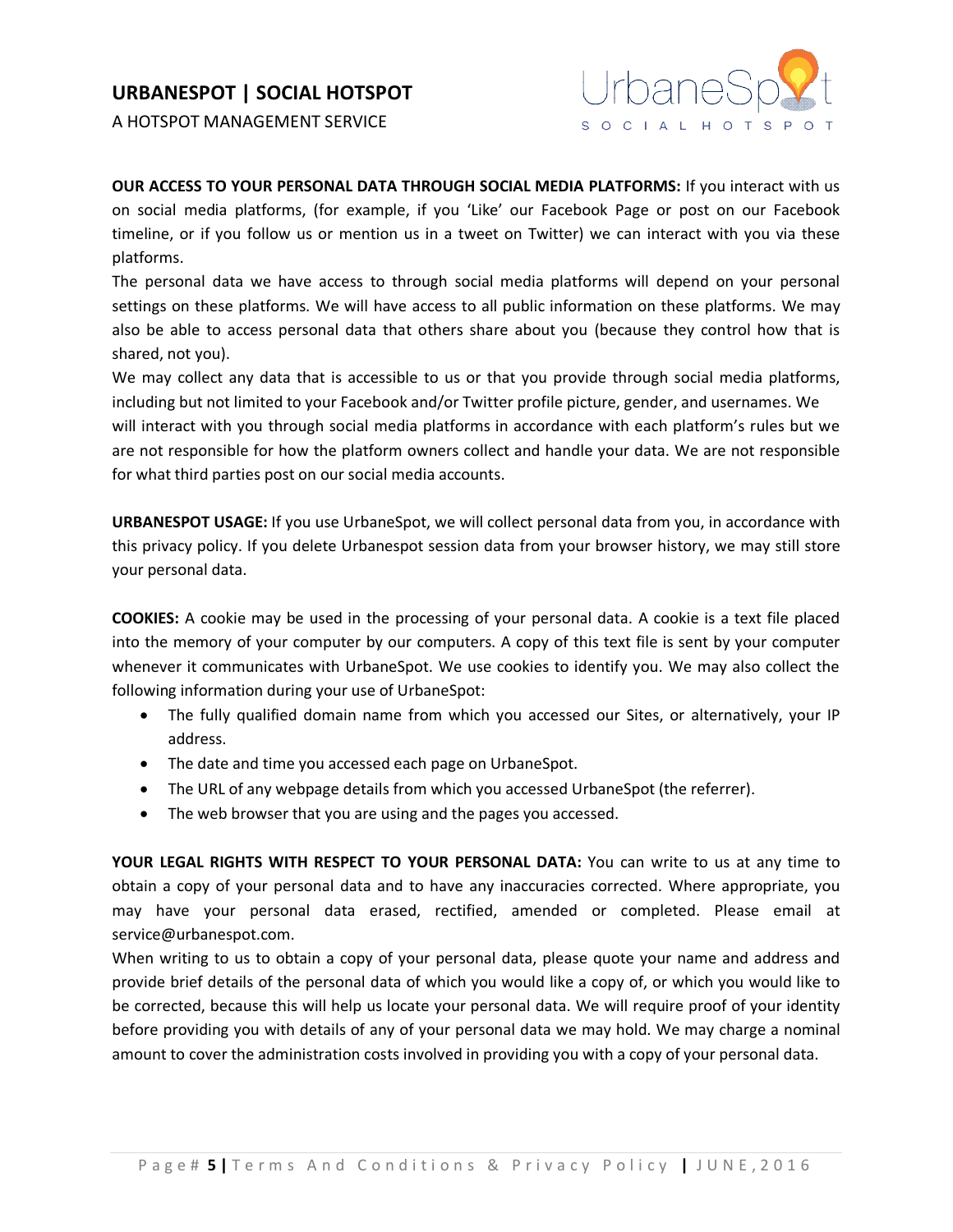**OUR ACCESS TO YOUR PERSONAL DATA THROUGH SOCIAL MEDIA PLATFORMS:** If you interact with us on social media platforms, (for example, if you 'Like' our Facebook Page or post on our Facebook timeline, or if you follow us or mention us in a tweet on Twitter) we can interact with you via these platforms.

The personal data we have access to through social media platforms will depend on your personal settings on these platforms. We will have access to all public information on these platforms. We may also be able to access personal data that others share about you (because they control how that is shared, not you).

We may collect any data that is accessible to us or that you provide through social media platforms, including but not limited to your Facebook and/or Twitter profile picture, gender, and usernames. We will interact with you through social media platforms in accordance with each platform's rules but we are not responsible for how the platform owners collect and handle your data. We are not responsible for what third parties post on our social media accounts.

**URBANESPOT USAGE:** If you use UrbaneSpot, we will collect personal data from you, in accordance with this privacy policy. If you delete Urbanespot session data from your browser history, we may still store your personal data.

**COOKIES:** A cookie may be used in the processing of your personal data. A cookie is a text file placed into the memory of your computer by our computers. A copy of this text file is sent by your computer whenever it communicates with UrbaneSpot. We use cookies to identify you. We may also collect the following information during your use of UrbaneSpot:

- The fully qualified domain name from which you accessed our Sites, or alternatively, your IP address.
- The date and time you accessed each page on UrbaneSpot.
- The URL of any webpage details from which you accessed UrbaneSpot (the referrer).
- The web browser that you are using and the pages you accessed.

**YOUR LEGAL RIGHTS WITH RESPECT TO YOUR PERSONAL DATA:** You can write to us at any time to obtain a copy of your personal data and to have any inaccuracies corrected. Where appropriate, you may have your personal data erased, rectified, amended or completed. Please email at service@urbanespot.com.

When writing to us to obtain a copy of your personal data, please quote your name and address and provide brief details of the personal data of which you would like a copy of, or which you would like to be corrected, because this will help us locate your personal data. We will require proof of your identity before providing you with details of any of your personal data we may hold. We may charge a nominal amount to cover the administration costs involved in providing you with a copy of your personal data.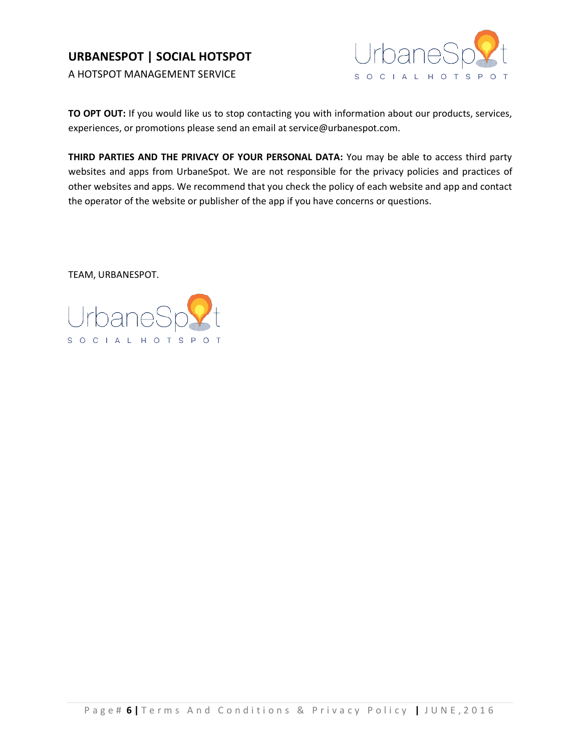**TO OPT OUT:** If you would like us to stop contacting you with information about our products, services, experiences, or promotions please send an email at service@urbanespot.com.

**THIRD PARTIES AND THE PRIVACY OF YOUR PERSONAL DATA:** You may be able to access third party websites and apps from UrbaneSpot. We are not responsible for the privacy policies and practices of other websites and apps. We recommend that you check the policy of each website and app and contact the operator of the website or publisher of the app if you have concerns or questions.

TEAM, URBANESPOT.